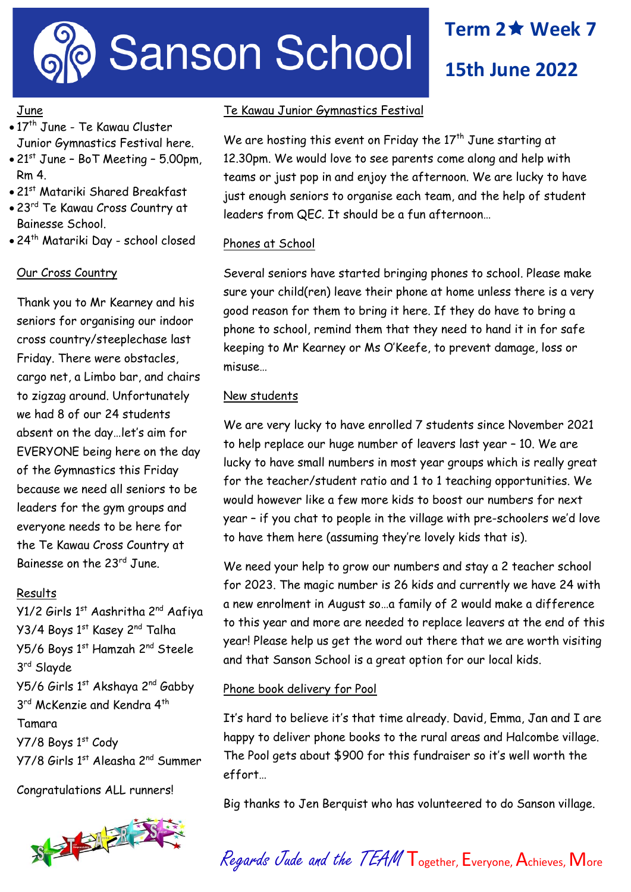# Sanson School

## Term 2 ★ Week 7

## 15th June 2022

### June

- 17th June - Te Kawau Cluster Junior Gymnastics Festival here.
- 21st June – BoT Meeting – 5.00pm, Rm 4.
- 21st Matariki Shared Breakfast
- 23rd Te Kawau Cross Country at Bainesse School.
- 24th Matariki Day - school closed

### Our Cross Country

Thank you to Mr Kearney and his seniors for organising our indoor cross country/steeplechase last Friday. There were obstacles, cargo net, a Limbo bar, and chairs to zigzag around. Unfortunately we had 8 of our 24 students absent on the day…let's aim for EVERYONE being here on the day of the Gymnastics this Friday because we need all seniors to be leaders for the gym groups and everyone needs to be here for the Te Kawau Cross Country at Bainesse on the 23rd June.

### Results

Y1/2 Girls 1st Aashritha 2nd Aafiya
Y3/4 Boys 1st Kasey 2nd Talha
Y5/6 Boys 1st Hamzah 2nd Steele 3rd Slayde
Y5/6 Girls 1st Akshaya 2nd Gabby 3rd McKenzie and Kendra 4th Tamara
Y7/8 Boys 1st Cody
Y7/8 Girls 1st Aleasha 2nd Summer

Congratulations ALL runners!

### Te Kawau Junior Gymnastics Festival

We are hosting this event on Friday the 17th June starting at 12.30pm. We would love to see parents come along and help with teams or just pop in and enjoy the afternoon. We are lucky to have just enough seniors to organise each team, and the help of student leaders from QEC. It should be a fun afternoon…

### Phones at School

Several seniors have started bringing phones to school. Please make sure your child(ren) leave their phone at home unless there is a very good reason for them to bring it here. If they do have to bring a phone to school, remind them that they need to hand it in for safe keeping to Mr Kearney or Ms O'Keefe, to prevent damage, loss or misuse…

### New students

We are very lucky to have enrolled 7 students since November 2021 to help replace our huge number of leavers last year – 10. We are lucky to have small numbers in most year groups which is really great for the teacher/student ratio and 1 to 1 teaching opportunities. We would however like a few more kids to boost our numbers for next year – if you chat to people in the village with pre-schoolers we'd love to have them here (assuming they're lovely kids that is).

We need your help to grow our numbers and stay a 2 teacher school for 2023. The magic number is 26 kids and currently we have 24 with a new enrolment in August so…a family of 2 would make a difference to this year and more are needed to replace leavers at the end of this year! Please help us get the word out there that we are worth visiting and that Sanson School is a great option for our local kids.

### Phone book delivery for Pool

It's hard to believe it's that time already. David, Emma, Jan and I are happy to deliver phone books to the rural areas and Halcombe village. The Pool gets about $900 for this fundraiser so it's well worth the effort…

Big thanks to Jen Berquist who has volunteered to do Sanson village.

*Regards Jude and the TEAM* Together, Everyone, Achieves, More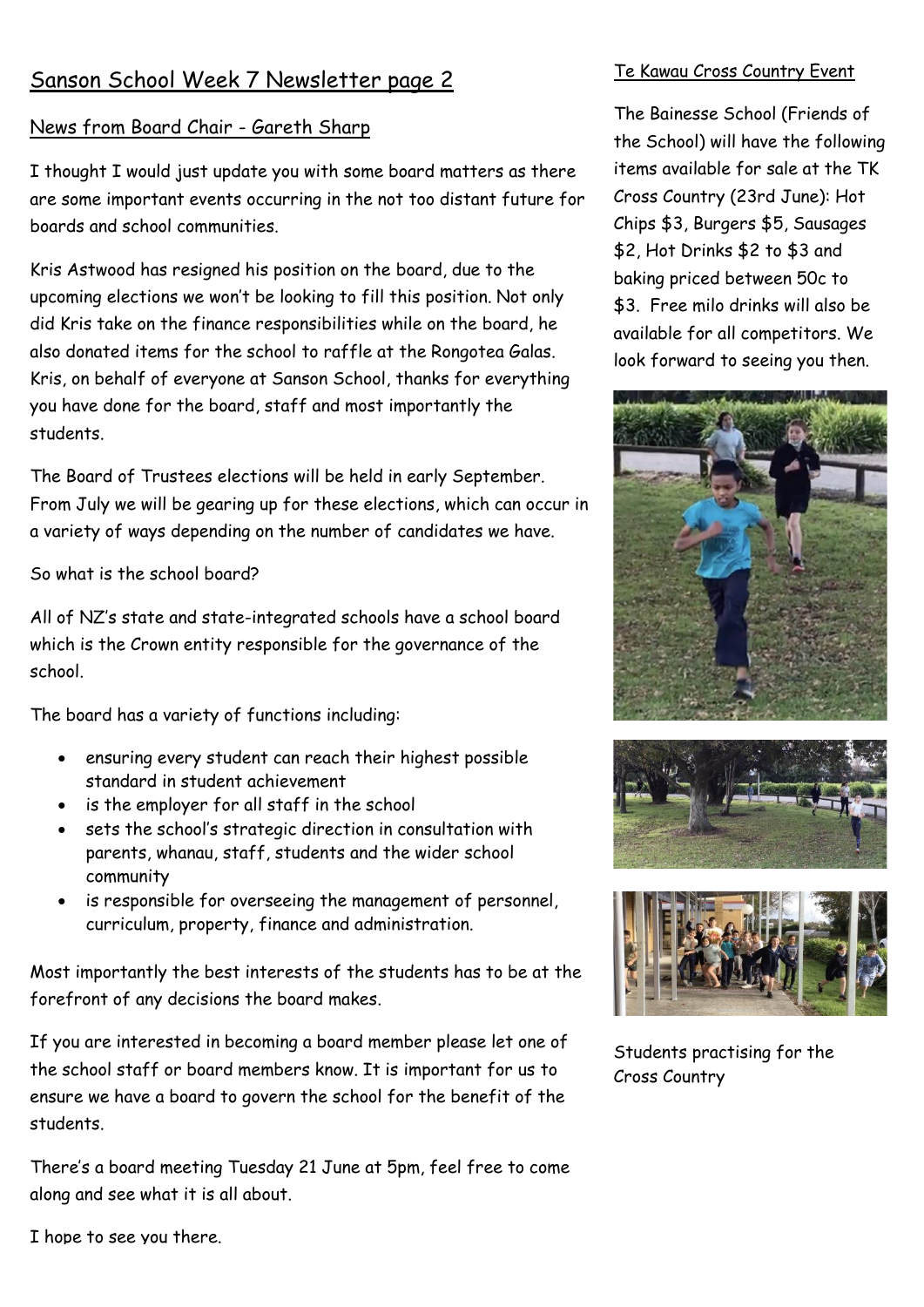# Sanson School Week 7 Newsletter page 2

## News from Board Chair - Gareth Sharp

I thought I would just update you with some board matters as there are some important events occurring in the not too distant future for boards and school communities.

Kris Astwood has resigned his position on the board, due to the upcoming elections we won't be looking to fill this position. Not only did Kris take on the finance responsibilities while on the board, he also donated items for the school to raffle at the Rongotea Galas. Kris, on behalf of everyone at Sanson School, thanks for everything you have done for the board, staff and most importantly the students.

The Board of Trustees elections will be held in early September. From July we will be gearing up for these elections, which can occur in a variety of ways depending on the number of candidates we have.

So what is the school board?

All of NZ's state and state-integrated schools have a school board which is the Crown entity responsible for the governance of the school.

The board has a variety of functions including:

- ensuring every student can reach their highest possible standard in student achievement
- is the employer for all staff in the school
- sets the school's strategic direction in consultation with parents, whanau, staff, students and the wider school community
- is responsible for overseeing the management of personnel, curriculum, property, finance and administration.

Most importantly the best interests of the students has to be at the forefront of any decisions the board makes.

If you are interested in becoming a board member please let one of the school staff or board members know. It is important for us to ensure we have a board to govern the school for the benefit of the students.

There's a board meeting Tuesday 21 June at 5pm, feel free to come along and see what it is all about.

I hope to see you there.

## Te Kawau Cross Country Event

The Bainesse School (Friends of the School) will have the following items available for sale at the TK Cross Country (23rd June): Hot Chips $3, Burgers $5, Sausages $2, Hot Drinks $2 to $3 and baking priced between 50c to $3. Free milo drinks will also be available for all competitors. We look forward to seeing you then.

Students practising for the Cross Country